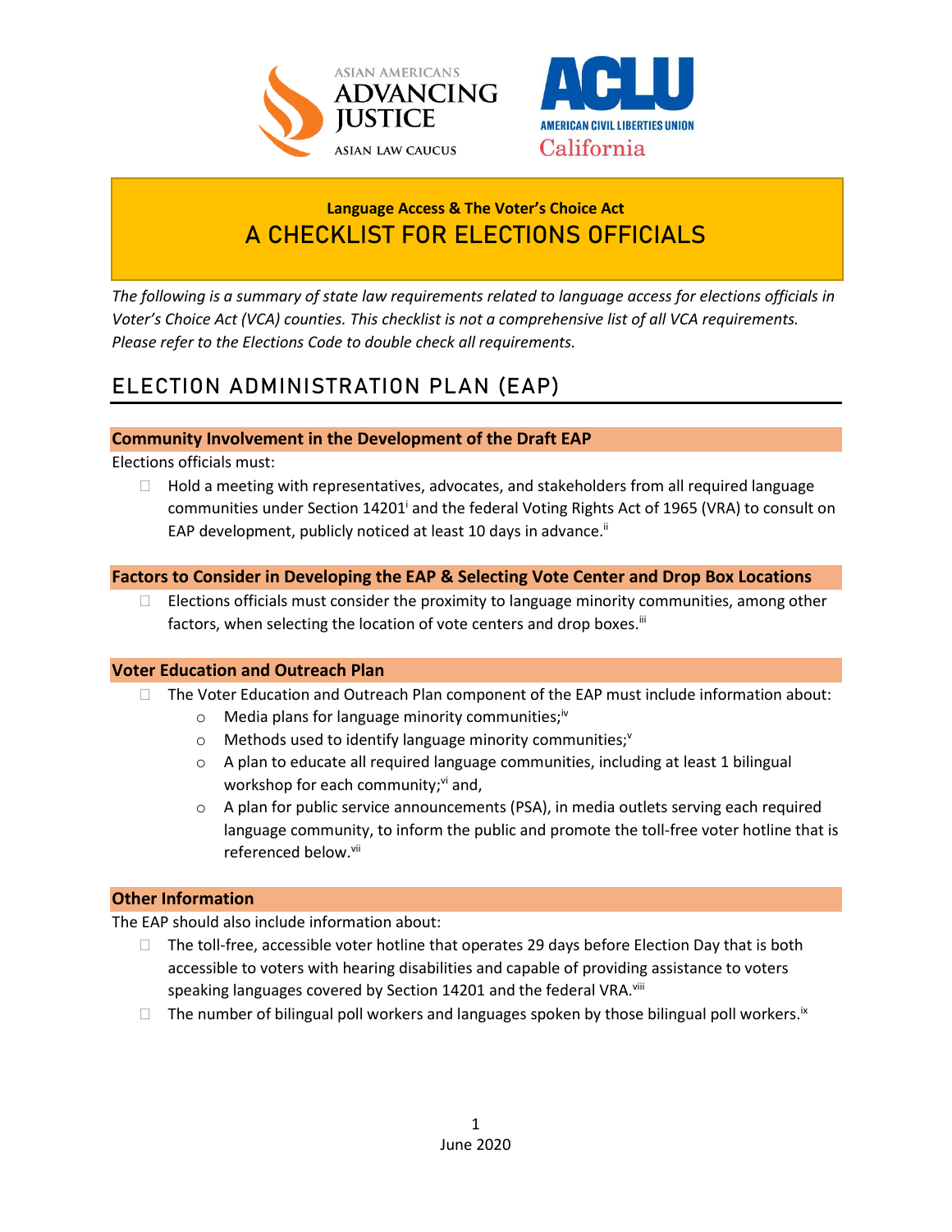ASIAN AMERICANS ADVANCING JUSTICE
ASIAN LAW CAUCUS

ACLU
AMERICAN CIVIL LIBERTIES UNION
California

**Language Access & The Voter's Choice Act**

# A CHECKLIST FOR ELECTIONS OFFICIALS

*The following is a summary of state law requirements related to language access for elections officials in Voter's Choice Act (VCA) counties. This checklist is not a comprehensive list of all VCA requirements. Please refer to the Elections Code to double check all requirements.*

## ELECTION ADMINISTRATION PLAN (EAP)

### Community Involvement in the Development of the Draft EAP

Elections officials must:

- ☐ Hold a meeting with representatives, advocates, and stakeholders from all required language communities under Section 14201[i] and the federal Voting Rights Act of 1965 (VRA) to consult on EAP development, publicly noticed at least 10 days in advance.[ii]

### Factors to Consider in Developing the EAP & Selecting Vote Center and Drop Box Locations

- ☐ Elections officials must consider the proximity to language minority communities, among other factors, when selecting the location of vote centers and drop boxes.[iii]

### Voter Education and Outreach Plan

- ☐ The Voter Education and Outreach Plan component of the EAP must include information about:
  - Media plans for language minority communities;[iv]
  - Methods used to identify language minority communities;[v]
  - A plan to educate all required language communities, including at least 1 bilingual workshop for each community;[vi] and,
  - A plan for public service announcements (PSA), in media outlets serving each required language community, to inform the public and promote the toll-free voter hotline that is referenced below.[vii]

### Other Information

The EAP should also include information about:

- ☐ The toll-free, accessible voter hotline that operates 29 days before Election Day that is both accessible to voters with hearing disabilities and capable of providing assistance to voters speaking languages covered by Section 14201 and the federal VRA.[viii]
- ☐ The number of bilingual poll workers and languages spoken by those bilingual poll workers.[ix]

June 2020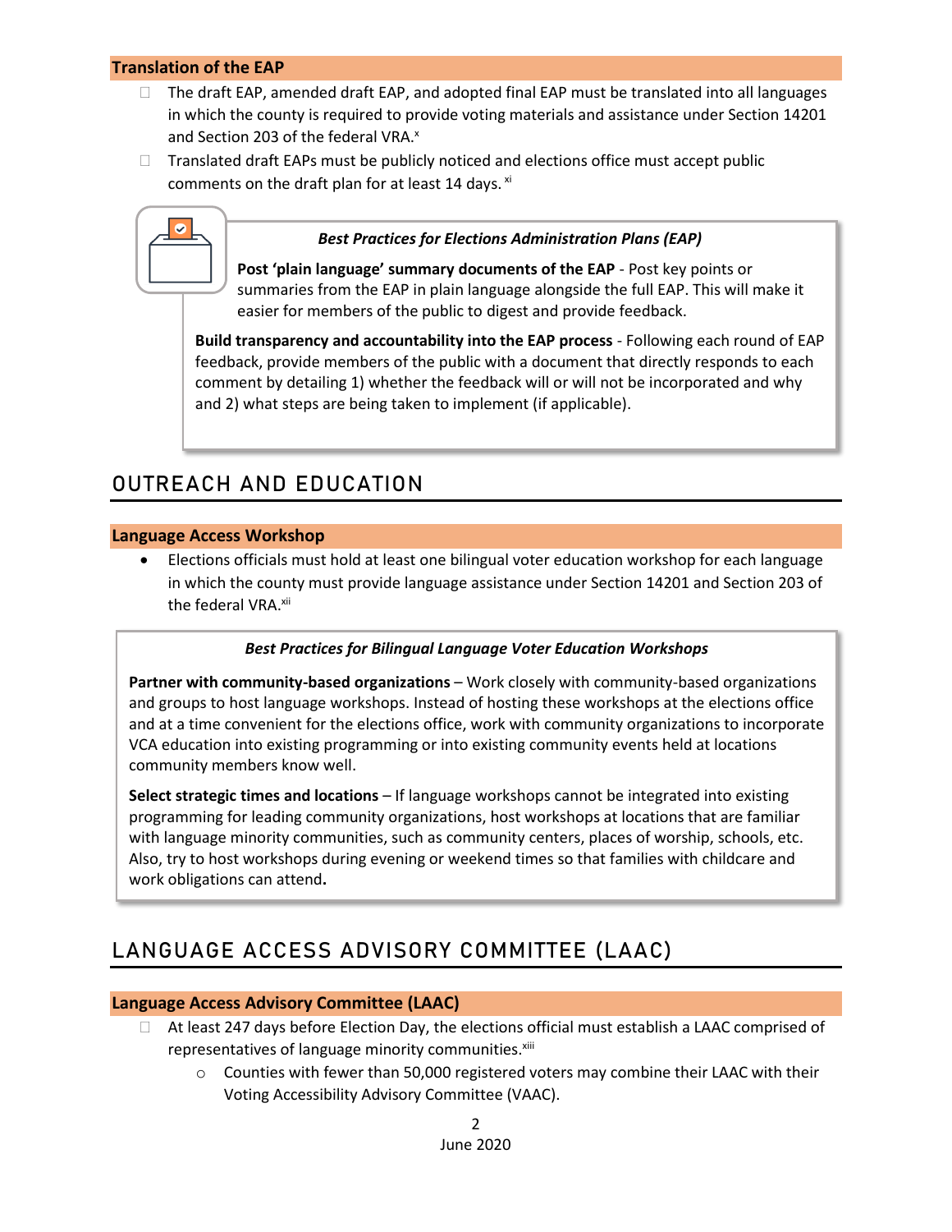### Translation of the EAP

- The draft EAP, amended draft EAP, and adopted final EAP must be translated into all languages in which the county is required to provide voting materials and assistance under Section 14201 and Section 203 of the federal VRA.[x]
- Translated draft EAPs must be publicly noticed and elections office must accept public comments on the draft plan for at least 14 days.[xi]

> ***Best Practices for Elections Administration Plans (EAP)***
>
> **Post 'plain language' summary documents of the EAP** - Post key points or summaries from the EAP in plain language alongside the full EAP. This will make it easier for members of the public to digest and provide feedback.
>
> **Build transparency and accountability into the EAP process** - Following each round of EAP feedback, provide members of the public with a document that directly responds to each comment by detailing 1) whether the feedback will or will not be incorporated and why and 2) what steps are being taken to implement (if applicable).

## OUTREACH AND EDUCATION

### Language Access Workshop

- Elections officials must hold at least one bilingual voter education workshop for each language in which the county must provide language assistance under Section 14201 and Section 203 of the federal VRA.[xii]

> ***Best Practices for Bilingual Language Voter Education Workshops***
>
> **Partner with community-based organizations** – Work closely with community-based organizations and groups to host language workshops. Instead of hosting these workshops at the elections office and at a time convenient for the elections office, work with community organizations to incorporate VCA education into existing programming or into existing community events held at locations community members know well.
>
> **Select strategic times and locations** – If language workshops cannot be integrated into existing programming for leading community organizations, host workshops at locations that are familiar with language minority communities, such as community centers, places of worship, schools, etc. Also, try to host workshops during evening or weekend times so that families with childcare and work obligations can attend**.**

## LANGUAGE ACCESS ADVISORY COMMITTEE (LAAC)

### Language Access Advisory Committee (LAAC)

- At least 247 days before Election Day, the elections official must establish a LAAC comprised of representatives of language minority communities.[xiii]
  - Counties with fewer than 50,000 registered voters may combine their LAAC with their Voting Accessibility Advisory Committee (VAAC).

June 2020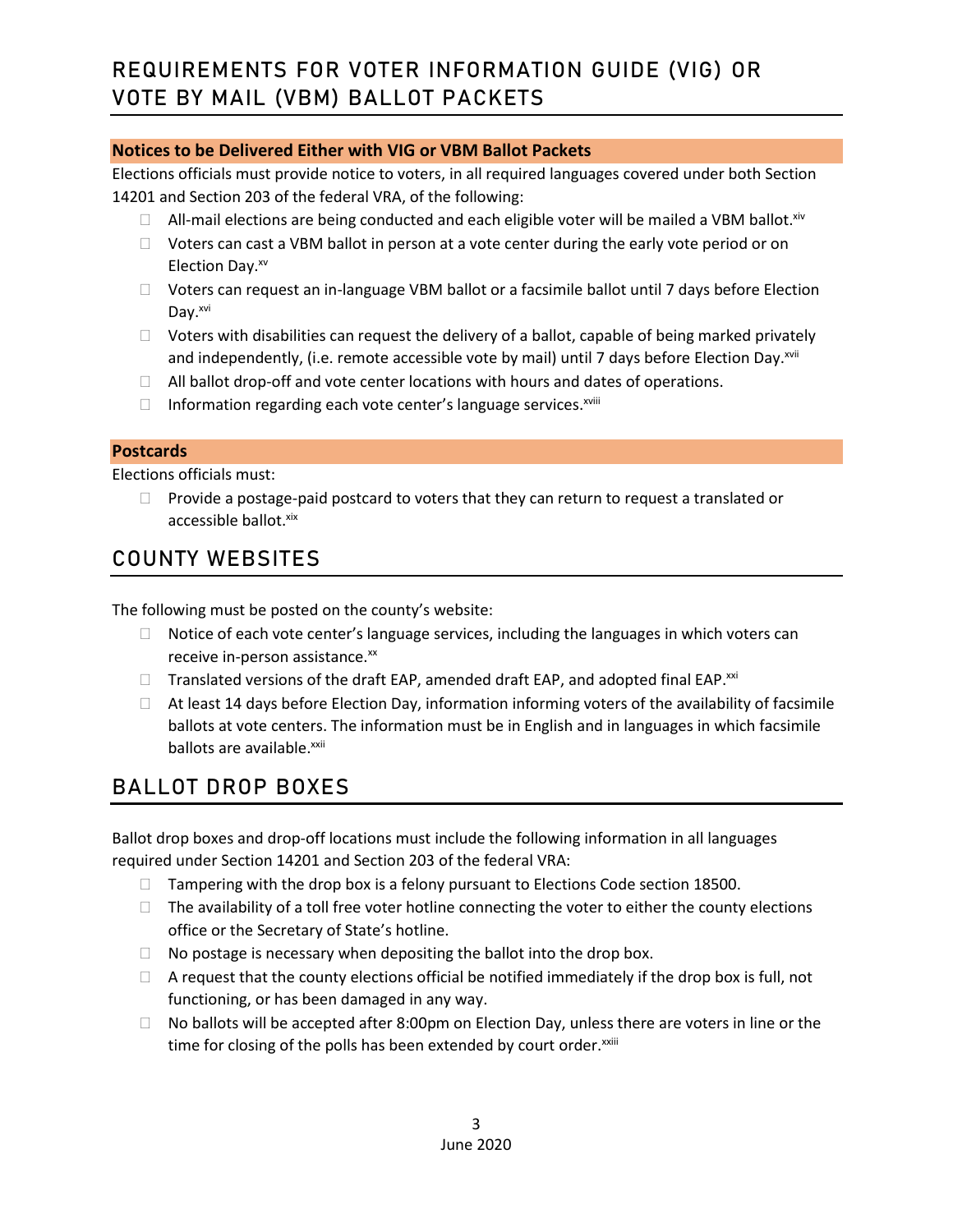## REQUIREMENTS FOR VOTER INFORMATION GUIDE (VIG) OR VOTE BY MAIL (VBM) BALLOT PACKETS

### Notices to be Delivered Either with VIG or VBM Ballot Packets

Elections officials must provide notice to voters, in all required languages covered under both Section 14201 and Section 203 of the federal VRA, of the following:

- All-mail elections are being conducted and each eligible voter will be mailed a VBM ballot.[xiv]
- Voters can cast a VBM ballot in person at a vote center during the early vote period or on Election Day.[xv]
- Voters can request an in-language VBM ballot or a facsimile ballot until 7 days before Election Day.[xvi]
- Voters with disabilities can request the delivery of a ballot, capable of being marked privately and independently, (i.e. remote accessible vote by mail) until 7 days before Election Day.[xvii]
- All ballot drop-off and vote center locations with hours and dates of operations.
- Information regarding each vote center's language services.[xviii]

### Postcards

Elections officials must:

- Provide a postage-paid postcard to voters that they can return to request a translated or accessible ballot.[xix]

## COUNTY WEBSITES

The following must be posted on the county's website:

- Notice of each vote center's language services, including the languages in which voters can receive in-person assistance.[xx]
- Translated versions of the draft EAP, amended draft EAP, and adopted final EAP.[xxi]
- At least 14 days before Election Day, information informing voters of the availability of facsimile ballots at vote centers. The information must be in English and in languages in which facsimile ballots are available.[xxii]

## BALLOT DROP BOXES

Ballot drop boxes and drop-off locations must include the following information in all languages required under Section 14201 and Section 203 of the federal VRA:

- Tampering with the drop box is a felony pursuant to Elections Code section 18500.
- The availability of a toll free voter hotline connecting the voter to either the county elections office or the Secretary of State's hotline.
- No postage is necessary when depositing the ballot into the drop box.
- A request that the county elections official be notified immediately if the drop box is full, not functioning, or has been damaged in any way.
- No ballots will be accepted after 8:00pm on Election Day, unless there are voters in line or the time for closing of the polls has been extended by court order.[xxiii]

June 2020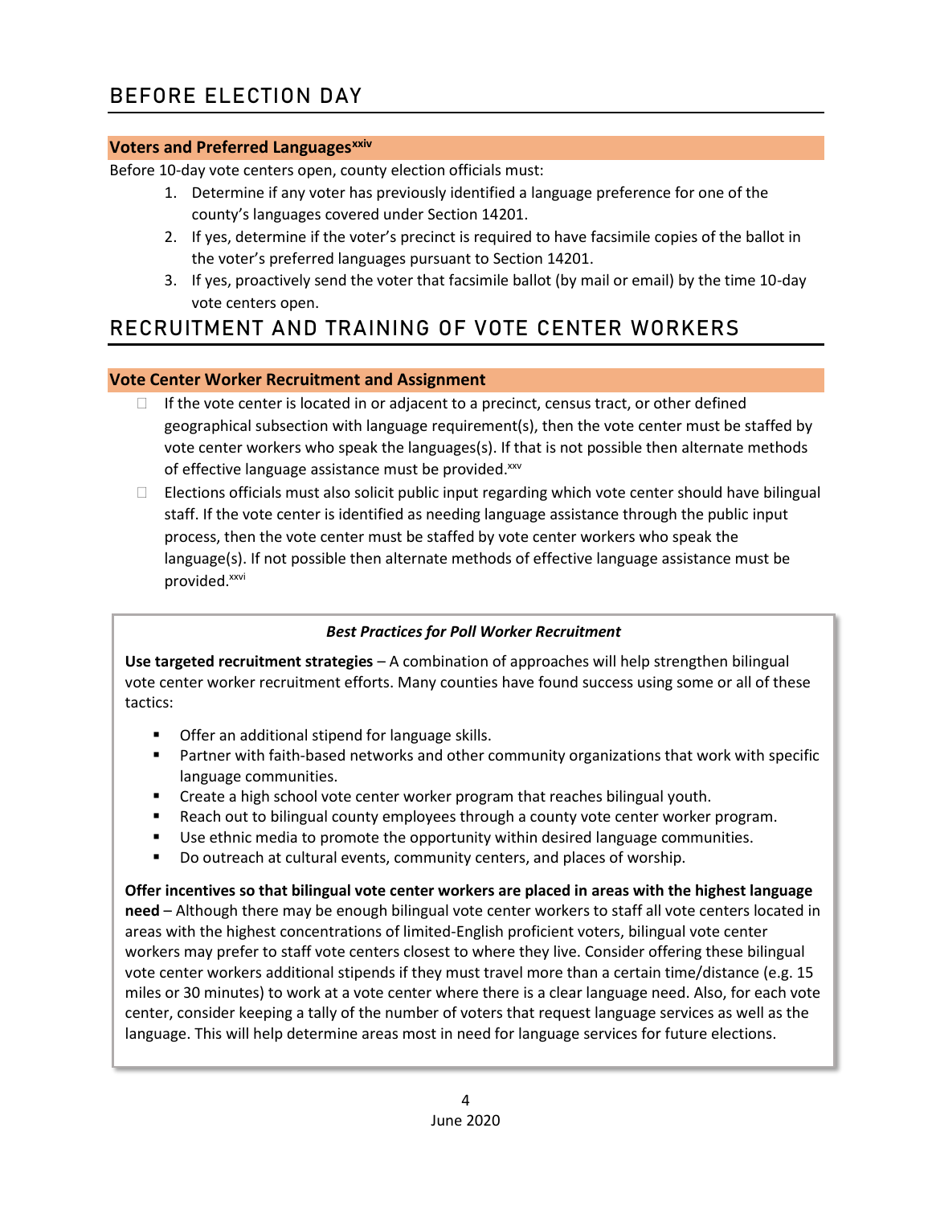# BEFORE ELECTION DAY

### Voters and Preferred Languages[xxiv]

Before 10-day vote centers open, county election officials must:

1. Determine if any voter has previously identified a language preference for one of the county's languages covered under Section 14201.
2. If yes, determine if the voter's precinct is required to have facsimile copies of the ballot in the voter's preferred languages pursuant to Section 14201.
3. If yes, proactively send the voter that facsimile ballot (by mail or email) by the time 10-day vote centers open.

# RECRUITMENT AND TRAINING OF VOTE CENTER WORKERS

### Vote Center Worker Recruitment and Assignment

- If the vote center is located in or adjacent to a precinct, census tract, or other defined geographical subsection with language requirement(s), then the vote center must be staffed by vote center workers who speak the languages(s). If that is not possible then alternate methods of effective language assistance must be provided.[xxv]
- Elections officials must also solicit public input regarding which vote center should have bilingual staff. If the vote center is identified as needing language assistance through the public input process, then the vote center must be staffed by vote center workers who speak the language(s). If not possible then alternate methods of effective language assistance must be provided.[xxvi]

***Best Practices for Poll Worker Recruitment***

**Use targeted recruitment strategies** – A combination of approaches will help strengthen bilingual vote center worker recruitment efforts. Many counties have found success using some or all of these tactics:

- Offer an additional stipend for language skills.
- Partner with faith-based networks and other community organizations that work with specific language communities.
- Create a high school vote center worker program that reaches bilingual youth.
- Reach out to bilingual county employees through a county vote center worker program.
- Use ethnic media to promote the opportunity within desired language communities.
- Do outreach at cultural events, community centers, and places of worship.

**Offer incentives so that bilingual vote center workers are placed in areas with the highest language need** – Although there may be enough bilingual vote center workers to staff all vote centers located in areas with the highest concentrations of limited-English proficient voters, bilingual vote center workers may prefer to staff vote centers closest to where they live. Consider offering these bilingual vote center workers additional stipends if they must travel more than a certain time/distance (e.g. 15 miles or 30 minutes) to work at a vote center where there is a clear language need. Also, for each vote center, consider keeping a tally of the number of voters that request language services as well as the language. This will help determine areas most in need for language services for future elections.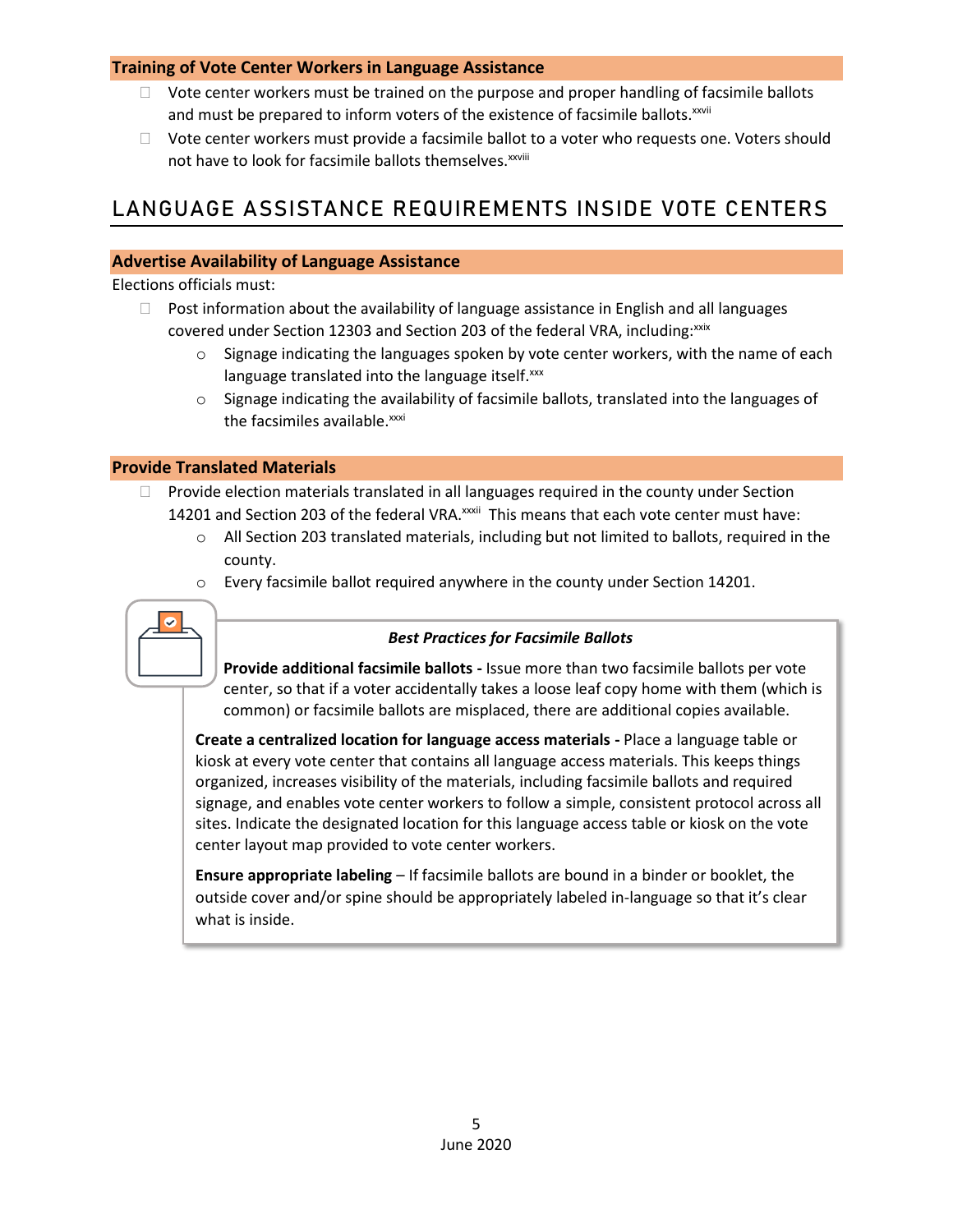### Training of Vote Center Workers in Language Assistance

- Vote center workers must be trained on the purpose and proper handling of facsimile ballots and must be prepared to inform voters of the existence of facsimile ballots.[xxvii]
- Vote center workers must provide a facsimile ballot to a voter who requests one. Voters should not have to look for facsimile ballots themselves.[xxviii]

## LANGUAGE ASSISTANCE REQUIREMENTS INSIDE VOTE CENTERS

### Advertise Availability of Language Assistance

Elections officials must:

- Post information about the availability of language assistance in English and all languages covered under Section 12303 and Section 203 of the federal VRA, including:[xxix]
  - Signage indicating the languages spoken by vote center workers, with the name of each language translated into the language itself.[xxx]
  - Signage indicating the availability of facsimile ballots, translated into the languages of the facsimiles available.[xxxi]

### Provide Translated Materials

- Provide election materials translated in all languages required in the county under Section 14201 and Section 203 of the federal VRA.[xxxii] This means that each vote center must have:
  - All Section 203 translated materials, including but not limited to ballots, required in the county.
  - Every facsimile ballot required anywhere in the county under Section 14201.

> ***Best Practices for Facsimile Ballots***
>
> **Provide additional facsimile ballots -** Issue more than two facsimile ballots per vote center, so that if a voter accidentally takes a loose leaf copy home with them (which is common) or facsimile ballots are misplaced, there are additional copies available.
>
> **Create a centralized location for language access materials -** Place a language table or kiosk at every vote center that contains all language access materials. This keeps things organized, increases visibility of the materials, including facsimile ballots and required signage, and enables vote center workers to follow a simple, consistent protocol across all sites. Indicate the designated location for this language access table or kiosk on the vote center layout map provided to vote center workers.
>
> **Ensure appropriate labeling** – If facsimile ballots are bound in a binder or booklet, the outside cover and/or spine should be appropriately labeled in-language so that it's clear what is inside.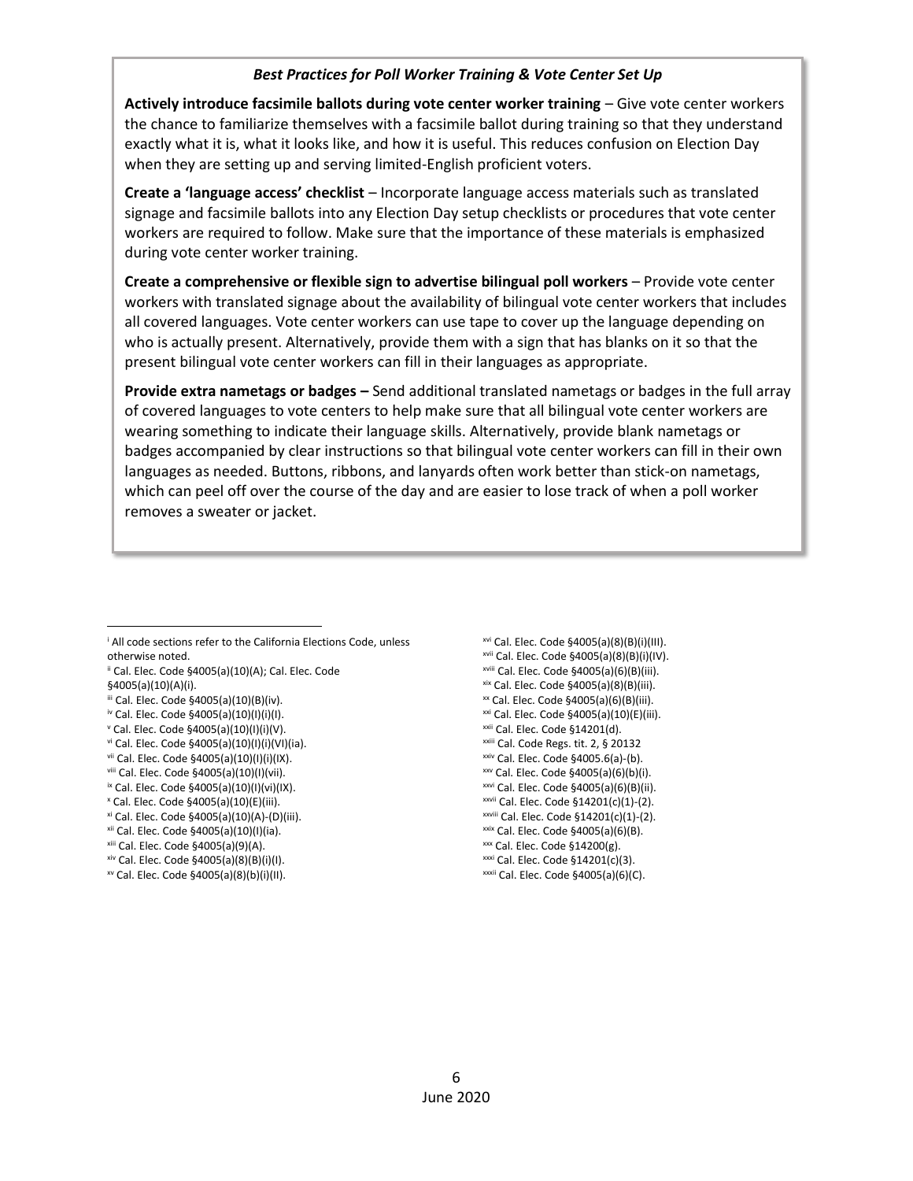***Best Practices for Poll Worker Training & Vote Center Set Up***

**Actively introduce facsimile ballots during vote center worker training** – Give vote center workers the chance to familiarize themselves with a facsimile ballot during training so that they understand exactly what it is, what it looks like, and how it is useful. This reduces confusion on Election Day when they are setting up and serving limited-English proficient voters.

**Create a 'language access' checklist** – Incorporate language access materials such as translated signage and facsimile ballots into any Election Day setup checklists or procedures that vote center workers are required to follow. Make sure that the importance of these materials is emphasized during vote center worker training.

**Create a comprehensive or flexible sign to advertise bilingual poll workers** – Provide vote center workers with translated signage about the availability of bilingual vote center workers that includes all covered languages. Vote center workers can use tape to cover up the language depending on who is actually present. Alternatively, provide them with a sign that has blanks on it so that the present bilingual vote center workers can fill in their languages as appropriate.

**Provide extra nametags or badges –** Send additional translated nametags or badges in the full array of covered languages to vote centers to help make sure that all bilingual vote center workers are wearing something to indicate their language skills. Alternatively, provide blank nametags or badges accompanied by clear instructions so that bilingual vote center workers can fill in their own languages as needed. Buttons, ribbons, and lanyards often work better than stick-on nametags, which can peel off over the course of the day and are easier to lose track of when a poll worker removes a sweater or jacket.

---

[i] All code sections refer to the California Elections Code, unless otherwise noted.
[ii] Cal. Elec. Code §4005(a)(10)(A); Cal. Elec. Code §4005(a)(10)(A)(i).
[iii] Cal. Elec. Code §4005(a)(10)(B)(iv).
[iv] Cal. Elec. Code §4005(a)(10)(I)(i)(I).
[v] Cal. Elec. Code §4005(a)(10)(I)(i)(V).
[vi] Cal. Elec. Code §4005(a)(10)(I)(i)(VI)(ia).
[vii] Cal. Elec. Code §4005(a)(10)(I)(i)(IX).
[viii] Cal. Elec. Code §4005(a)(10)(I)(vii).
[ix] Cal. Elec. Code §4005(a)(10)(I)(vi)(IX).
[x] Cal. Elec. Code §4005(a)(10)(E)(iii).
[xi] Cal. Elec. Code §4005(a)(10)(A)-(D)(iii).
[xii] Cal. Elec. Code §4005(a)(10)(I)(ia).
[xiii] Cal. Elec. Code §4005(a)(9)(A).
[xiv] Cal. Elec. Code §4005(a)(8)(B)(i)(I).
[xv] Cal. Elec. Code §4005(a)(8)(b)(i)(II).
[xvi] Cal. Elec. Code §4005(a)(8)(B)(i)(III).
[xvii] Cal. Elec. Code §4005(a)(8)(B)(i)(IV).
[xviii] Cal. Elec. Code §4005(a)(6)(B)(iii).
[xix] Cal. Elec. Code §4005(a)(8)(B)(iii).
[xx] Cal. Elec. Code §4005(a)(6)(B)(iii).
[xxi] Cal. Elec. Code §4005(a)(10)(E)(iii).
[xxii] Cal. Elec. Code §14201(d).
[xxiii] Cal. Code Regs. tit. 2, § 20132
[xxiv] Cal. Elec. Code §4005.6(a)-(b).
[xxv] Cal. Elec. Code §4005(a)(6)(b)(i).
[xxvi] Cal. Elec. Code §4005(a)(6)(B)(ii).
[xxvii] Cal. Elec. Code §14201(c)(1)-(2).
[xxviii] Cal. Elec. Code §14201(c)(1)-(2).
[xxix] Cal. Elec. Code §4005(a)(6)(B).
[xxx] Cal. Elec. Code §14200(g).
[xxxi] Cal. Elec. Code §14201(c)(3).
[xxxii] Cal. Elec. Code §4005(a)(6)(C).

June 2020